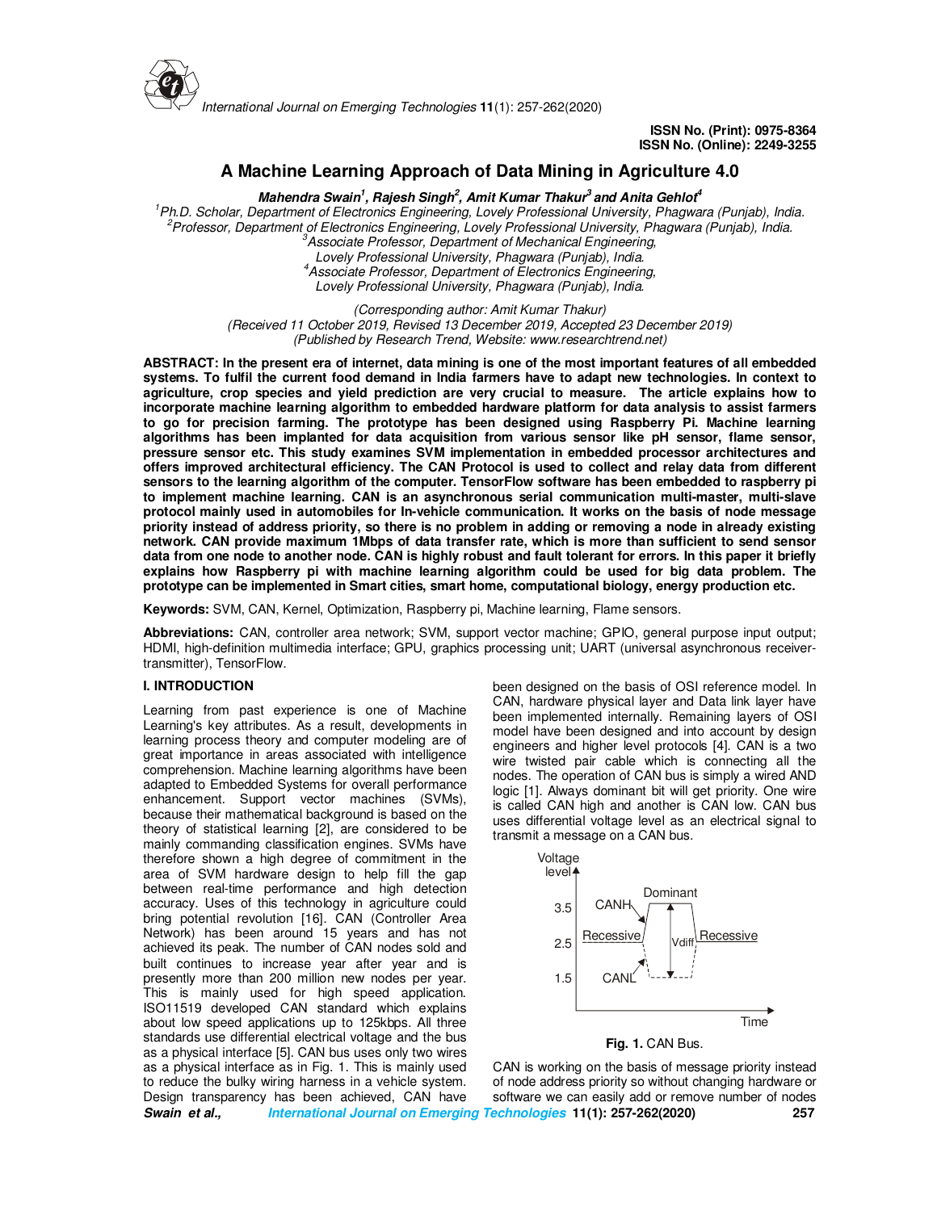ISSN No. (Print): 0975-8364
ISSN No. (Online): 2249-3255

# A Machine Learning Approach of Data Mining in Agriculture 4.0

***Mahendra Swain[1], Rajesh Singh[2], Amit Kumar Thakur[3] and Anita Gehlot[4]***

[1]Ph.D. Scholar, Department of Electronics Engineering, Lovely Professional University, Phagwara (Punjab), India.
[2]Professor, Department of Electronics Engineering, Lovely Professional University, Phagwara (Punjab), India.
[3]Associate Professor, Department of Mechanical Engineering, Lovely Professional University, Phagwara (Punjab), India.
[4]Associate Professor, Department of Electronics Engineering, Lovely Professional University, Phagwara (Punjab), India.

*(Corresponding author: Amit Kumar Thakur)*
*(Received 11 October 2019, Revised 13 December 2019, Accepted 23 December 2019)*
*(Published by Research Trend, Website: www.researchtrend.net)*

**ABSTRACT: In the present era of internet, data mining is one of the most important features of all embedded systems. To fulfil the current food demand in India farmers have to adapt new technologies. In context to agriculture, crop species and yield prediction are very crucial to measure. The article explains how to incorporate machine learning algorithm to embedded hardware platform for data analysis to assist farmers to go for precision farming. The prototype has been designed using Raspberry Pi. Machine learning algorithms has been implanted for data acquisition from various sensor like pH sensor, flame sensor, pressure sensor etc. This study examines SVM implementation in embedded processor architectures and offers improved architectural efficiency. The CAN Protocol is used to collect and relay data from different sensors to the learning algorithm of the computer. TensorFlow software has been embedded to raspberry pi to implement machine learning. CAN is an asynchronous serial communication multi-master, multi-slave protocol mainly used in automobiles for In-vehicle communication. It works on the basis of node message priority instead of address priority, so there is no problem in adding or removing a node in already existing network. CAN provide maximum 1Mbps of data transfer rate, which is more than sufficient to send sensor data from one node to another node. CAN is highly robust and fault tolerant for errors. In this paper it briefly explains how Raspberry pi with machine learning algorithm could be used for big data problem. The prototype can be implemented in Smart cities, smart home, computational biology, energy production etc.**

**Keywords:** SVM, CAN, Kernel, Optimization, Raspberry pi, Machine learning, Flame sensors.

**Abbreviations:** CAN, controller area network; SVM, support vector machine; GPIO, general purpose input output; HDMI, high-definition multimedia interface; GPU, graphics processing unit; UART (universal asynchronous receiver-transmitter), TensorFlow.

## I. INTRODUCTION

Learning from past experience is one of Machine Learning's key attributes. As a result, developments in learning process theory and computer modeling are of great importance in areas associated with intelligence comprehension. Machine learning algorithms have been adapted to Embedded Systems for overall performance enhancement. Support vector machines (SVMs), because their mathematical background is based on the theory of statistical learning [2], are considered to be mainly commanding classification engines. SVMs have therefore shown a high degree of commitment in the area of SVM hardware design to help fill the gap between real-time performance and high detection accuracy. Uses of this technology in agriculture could bring potential revolution [16]. CAN (Controller Area Network) has been around 15 years and has not achieved its peak. The number of CAN nodes sold and built continues to increase year after year and is presently more than 200 million new nodes per year. This is mainly used for high speed application. ISO11519 developed CAN standard which explains about low speed applications up to 125kbps. All three standards use differential electrical voltage and the bus as a physical interface [5]. CAN bus uses only two wires as a physical interface as in Fig. 1. This is mainly used to reduce the bulky wiring harness in a vehicle system. Design transparency has been achieved, CAN have been designed on the basis of OSI reference model. In CAN, hardware physical layer and Data link layer have been implemented internally. Remaining layers of OSI model have been designed and into account by design engineers and higher level protocols [4]. CAN is a two wire twisted pair cable which is connecting all the nodes. The operation of CAN bus is simply a wired AND logic [1]. Always dominant bit will get priority. One wire is called CAN high and another is CAN low. CAN bus uses differential voltage level as an electrical signal to transmit a message on a CAN bus.

**Fig. 1.** CAN Bus.

CAN is working on the basis of message priority instead of node address priority so without changing hardware or software we can easily add or remove number of nodes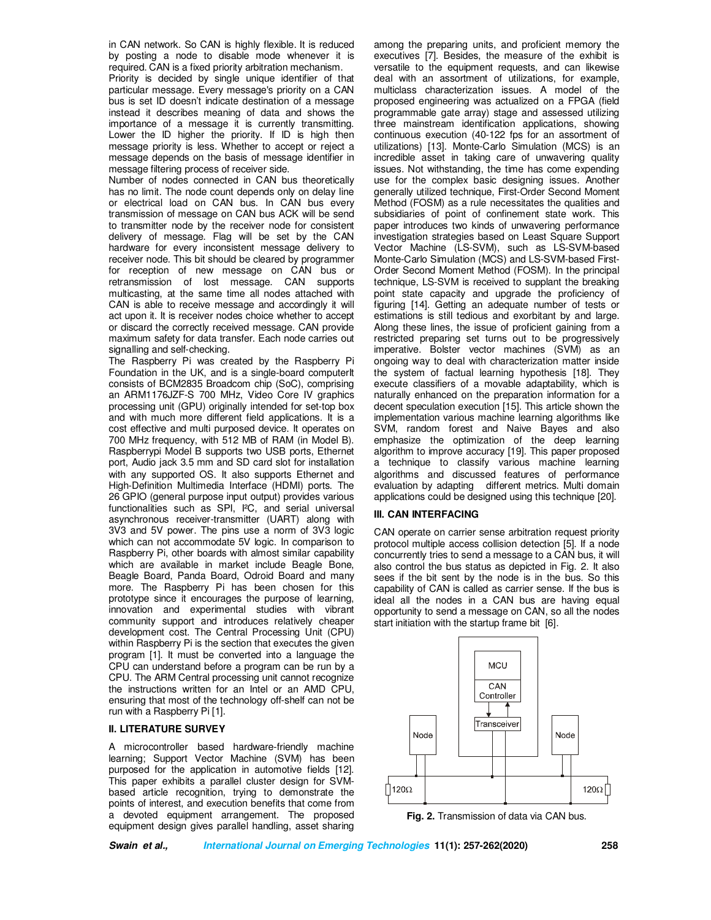in CAN network. So CAN is highly flexible. It is reduced by posting a node to disable mode whenever it is required. CAN is a fixed priority arbitration mechanism.

Priority is decided by single unique identifier of that particular message. Every message's priority on a CAN bus is set ID doesn't indicate destination of a message instead it describes meaning of data and shows the importance of a message it is currently transmitting. Lower the ID higher the priority. If ID is high then message priority is less. Whether to accept or reject a message depends on the basis of message identifier in message filtering process of receiver side.

Number of nodes connected in CAN bus theoretically has no limit. The node count depends only on delay line or electrical load on CAN bus. In CAN bus every transmission of message on CAN bus ACK will be send to transmitter node by the receiver node for consistent delivery of message. Flag will be set by the CAN hardware for every inconsistent message delivery to receiver node. This bit should be cleared by programmer for reception of new message on CAN bus or retransmission of lost message. CAN supports multicasting, at the same time all nodes attached with CAN is able to receive message and accordingly it will act upon it. It is receiver nodes choice whether to accept or discard the correctly received message. CAN provide maximum safety for data transfer. Each node carries out signalling and self-checking.

The Raspberry Pi was created by the Raspberry Pi Foundation in the UK, and is a single-board computerIt consists of BCM2835 Broadcom chip (SoC), comprising an ARM1176JZF-S 700 MHz, Video Core IV graphics processing unit (GPU) originally intended for set-top box and with much more different field applications. It is a cost effective and multi purposed device. It operates on 700 MHz frequency, with 512 MB of RAM (in Model B). Raspberrypi Model B supports two USB ports, Ethernet port, Audio jack 3.5 mm and SD card slot for installation with any supported OS. It also supports Ethernet and High-Definition Multimedia Interface (HDMI) ports. The 26 GPIO (general purpose input output) provides various functionalities such as SPI, I²C, and serial universal asynchronous receiver-transmitter (UART) along with 3V3 and 5V power. The pins use a norm of 3V3 logic which can not accommodate 5V logic. In comparison to Raspberry Pi, other boards with almost similar capability which are available in market include Beagle Bone, Beagle Board, Panda Board, Odroid Board and many more. The Raspberry Pi has been chosen for this prototype since it encourages the purpose of learning, innovation and experimental studies with vibrant community support and introduces relatively cheaper development cost. The Central Processing Unit (CPU) within Raspberry Pi is the section that executes the given program [1]. It must be converted into a language the CPU can understand before a program can be run by a CPU. The ARM Central processing unit cannot recognize the instructions written for an Intel or an AMD CPU, ensuring that most of the technology off-shelf can not be run with a Raspberry Pi [1].

## II. LITERATURE SURVEY

A microcontroller based hardware-friendly machine learning; Support Vector Machine (SVM) has been purposed for the application in automotive fields [12]. This paper exhibits a parallel cluster design for SVM-based article recognition, trying to demonstrate the points of interest, and execution benefits that come from a devoted equipment arrangement. The proposed equipment design gives parallel handling, asset sharing among the preparing units, and proficient memory the executives [7]. Besides, the measure of the exhibit is versatile to the equipment requests, and can likewise deal with an assortment of utilizations, for example, multiclass characterization issues. A model of the proposed engineering was actualized on a FPGA (field programmable gate array) stage and assessed utilizing three mainstream identification applications, showing continuous execution (40-122 fps for an assortment of utilizations) [13]. Monte-Carlo Simulation (MCS) is an incredible asset in taking care of unwavering quality issues. Not withstanding, the time has come expending use for the complex basic designing issues. Another generally utilized technique, First-Order Second Moment Method (FOSM) as a rule necessitates the qualities and subsidiaries of point of confinement state work. This paper introduces two kinds of unwavering performance investigation strategies based on Least Square Support Vector Machine (LS-SVM), such as LS-SVM-based Monte-Carlo Simulation (MCS) and LS-SVM-based First-Order Second Moment Method (FOSM). In the principal technique, LS-SVM is received to supplant the breaking point state capacity and upgrade the proficiency of figuring [14]. Getting an adequate number of tests or estimations is still tedious and exorbitant by and large. Along these lines, the issue of proficient gaining from a restricted preparing set turns out to be progressively imperative. Bolster vector machines (SVM) as an ongoing way to deal with characterization matter inside the system of factual learning hypothesis [18]. They execute classifiers of a movable adaptability, which is naturally enhanced on the preparation information for a decent speculation execution [15]. This article shown the implementation various machine learning algorithms like SVM, random forest and Naive Bayes and also emphasize the optimization of the deep learning algorithm to improve accuracy [19]. This paper proposed a technique to classify various machine learning algorithms and discussed features of performance evaluation by adapting different metrics. Multi domain applications could be designed using this technique [20].

## III. CAN INTERFACING

CAN operate on carrier sense arbitration request priority protocol multiple access collision detection [5]. If a node concurrently tries to send a message to a CAN bus, it will also control the bus status as depicted in Fig. 2. It also sees if the bit sent by the node is in the bus. So this capability of CAN is called as carrier sense. If the bus is ideal all the nodes in a CAN bus are having equal opportunity to send a message on CAN, so all the nodes start initiation with the startup frame bit [6].

**Fig. 2.** Transmission of data via CAN bus.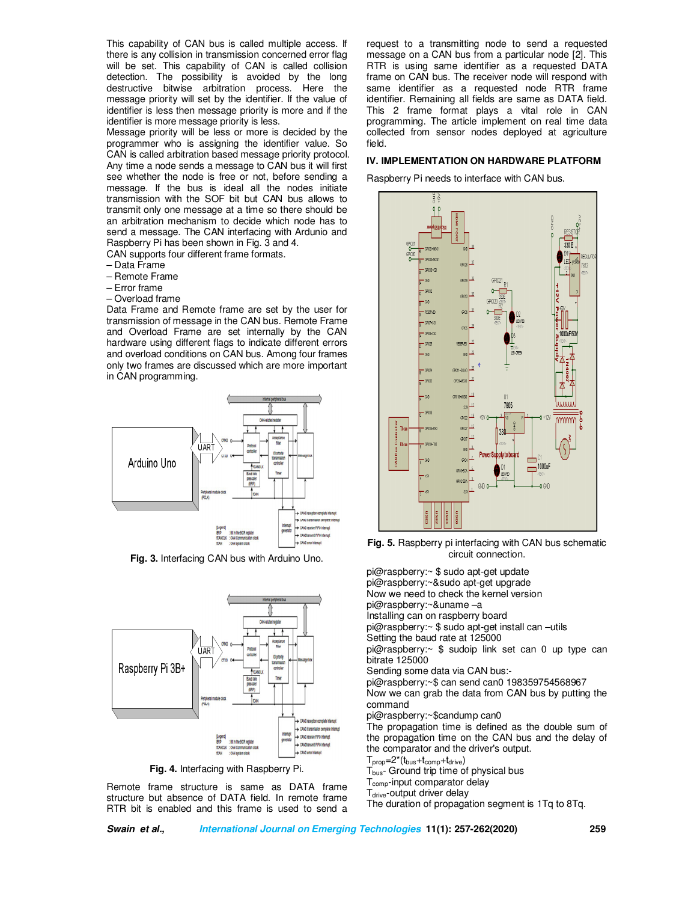This capability of CAN bus is called multiple access. If there is any collision in transmission concerned error flag will be set. This capability of CAN is called collision detection. The possibility is avoided by the long destructive bitwise arbitration process. Here the message priority will set by the identifier. If the value of identifier is less then message priority is more and if the identifier is more message priority is less.

Message priority will be less or more is decided by the programmer who is assigning the identifier value. So CAN is called arbitration based message priority protocol. Any time a node sends a message to CAN bus it will first see whether the node is free or not, before sending a message. If the bus is ideal all the nodes initiate transmission with the SOF bit but CAN bus allows to transmit only one message at a time so there should be an arbitration mechanism to decide which node has to send a message. The CAN interfacing with Arduino and Raspberry Pi has been shown in Fig. 3 and 4.

CAN supports four different frame formats.

– Data Frame
– Remote Frame
– Error frame
– Overload frame

Data Frame and Remote frame are set by the user for transmission of message in the CAN bus. Remote Frame and Overload Frame are set internally by the CAN hardware using different flags to indicate different errors and overload conditions on CAN bus. Among four frames only two frames are discussed which are more important in CAN programming.

**Fig. 3.** Interfacing CAN bus with Arduino Uno.

**Fig. 4.** Interfacing with Raspberry Pi.

Remote frame structure is same as DATA frame structure but absence of DATA field. In remote frame RTR bit is enabled and this frame is used to send a request to a transmitting node to send a requested message on a CAN bus from a particular node [2]. This RTR is using same identifier as a requested DATA frame on CAN bus. The receiver node will respond with same identifier as a requested node RTR frame identifier. Remaining all fields are same as DATA field. This 2 frame format plays a vital role in CAN programming. The article implement on real time data collected from sensor nodes deployed at agriculture field.

## IV. IMPLEMENTATION ON HARDWARE PLATFORM

Raspberry Pi needs to interface with CAN bus.

**Fig. 5.** Raspberry pi interfacing with CAN bus schematic circuit connection.

pi@raspberry:~ $ sudo apt-get update
pi@raspberry:~&sudo apt-get upgrade
Now we need to check the kernel version
pi@raspberry:~&uname –a
Installing can on raspberry board
pi@raspberry:~ $ sudo apt-get install can –utils
Setting the baud rate at 125000
pi@raspberry:~ $ sudoip link set can 0 up type can bitrate 125000
Sending some data via CAN bus:-
pi@raspberry:~$ can send can0 198359754568967
Now we can grab the data from CAN bus by putting the command
pi@raspberry:~$candump can0

The propagation time is defined as the double sum of the propagation time on the CAN bus and the delay of the comparator and the driver's output.

$T_{prop}=2*(t_{bus}+t_{comp}+t_{drive})$

$T_{bus}$- Ground trip time of physical bus

$T_{comp}$-input comparator delay

$T_{drive}$-output driver delay

The duration of propagation segment is 1Tq to 8Tq.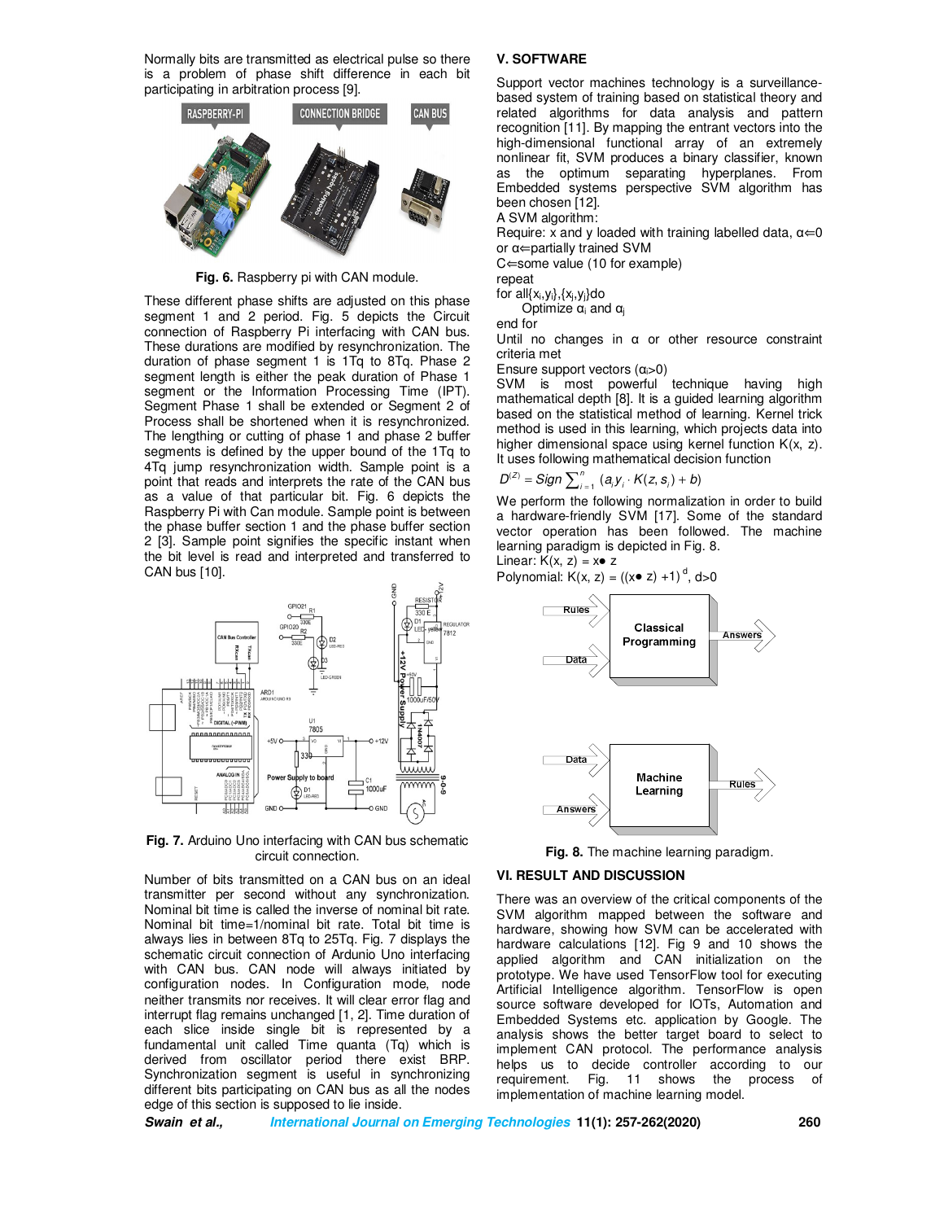Normally bits are transmitted as electrical pulse so there is a problem of phase shift difference in each bit participating in arbitration process [9].

**Fig. 6.** Raspberry pi with CAN module.

These different phase shifts are adjusted on this phase segment 1 and 2 period. Fig. 5 depicts the Circuit connection of Raspberry Pi interfacing with CAN bus. These durations are modified by resynchronization. The duration of phase segment 1 is 1Tq to 8Tq. Phase 2 segment length is either the peak duration of Phase 1 segment or the Information Processing Time (IPT). Segment Phase 1 shall be extended or Segment 2 of Process shall be shortened when it is resynchronized. The lengthing or cutting of phase 1 and phase 2 buffer segments is defined by the upper bound of the 1Tq to 4Tq jump resynchronization width. Sample point is a point that reads and interprets the rate of the CAN bus as a value of that particular bit. Fig. 6 depicts the Raspberry Pi with Can module. Sample point is between the phase buffer section 1 and the phase buffer section 2 [3]. Sample point signifies the specific instant when the bit level is read and interpreted and transferred to CAN bus [10].

**Fig. 7.** Arduino Uno interfacing with CAN bus schematic circuit connection.

Number of bits transmitted on a CAN bus on an ideal transmitter per second without any synchronization. Nominal bit time is called the inverse of nominal bit rate. Nominal bit time=1/nominal bit rate. Total bit time is always lies in between 8Tq to 25Tq. Fig. 7 displays the schematic circuit connection of Ardunio Uno interfacing with CAN bus. CAN node will always initiated by configuration nodes. In Configuration mode, CAN node neither transmits nor receives. It will clear error flag and interrupt flag remains unchanged [1, 2]. Time duration of each slice inside single bit is represented by a fundamental unit called Time quanta (Tq) which is derived from oscillator period there exist BRP. Synchronization segment is useful in synchronizing different bits participating on CAN bus as all the nodes edge of this section is supposed to lie inside.

## V. SOFTWARE

Support vector machines technology is a surveillance-based system of training based on statistical theory and related algorithms for data analysis and pattern recognition [11]. By mapping the entrant vectors into the high-dimensional functional array of an extremely nonlinear fit, SVM produces a binary classifier, known as the optimum separating hyperplanes. From Embedded systems perspective SVM algorithm has been chosen [12].

A SVM algorithm:

Require: x and y loaded with training labelled data, α⇐0 or α⇐partially trained SVM
C⇐some value (10 for example)
repeat
for all{$x_i$,$y_i$},{$x_j$,$y_j$}do
    Optimize $\alpha_i$ and $\alpha_j$
end for
Until no changes in α or other resource constraint criteria met
Ensure support vectors ($\alpha_i$>0)

SVM is most powerful technique having high mathematical depth [8]. It is a guided learning algorithm based on the statistical method of learning. Kernel trick method is used in this learning, which projects data into higher dimensional space using kernel function K(x, z). It uses following mathematical decision function

$$D^{(Z)} = Sign \sum_{i=1}^{n} (a_i y_i \cdot K(z, s_i) + b)$$

We perform the following normalization in order to build a hardware-friendly SVM [17]. Some of the standard vector operation has been followed. The machine learning paradigm is depicted in Fig. 8.

Linear: $K(x, z) = x \bullet z$

Polynomial: $K(x, z) = ((x \bullet z) + 1)^d$, $d>0$

**Fig. 8.** The machine learning paradigm.

## VI. RESULT AND DISCUSSION

There was an overview of the critical components of the SVM algorithm mapped between the software and hardware, showing how SVM can be accelerated with hardware calculations [12]. Fig 9 and 10 shows the applied algorithm and CAN initialization on the prototype. We have used TensorFlow tool for executing Artificial Intelligence algorithm. TensorFlow is open source software developed for IOTs, Automation and Embedded Systems etc. application by Google. The analysis shows the better target board to select to implement CAN protocol. The performance analysis helps us to decide controller according to our requirement. Fig. 11 shows the process of implementation of machine learning model.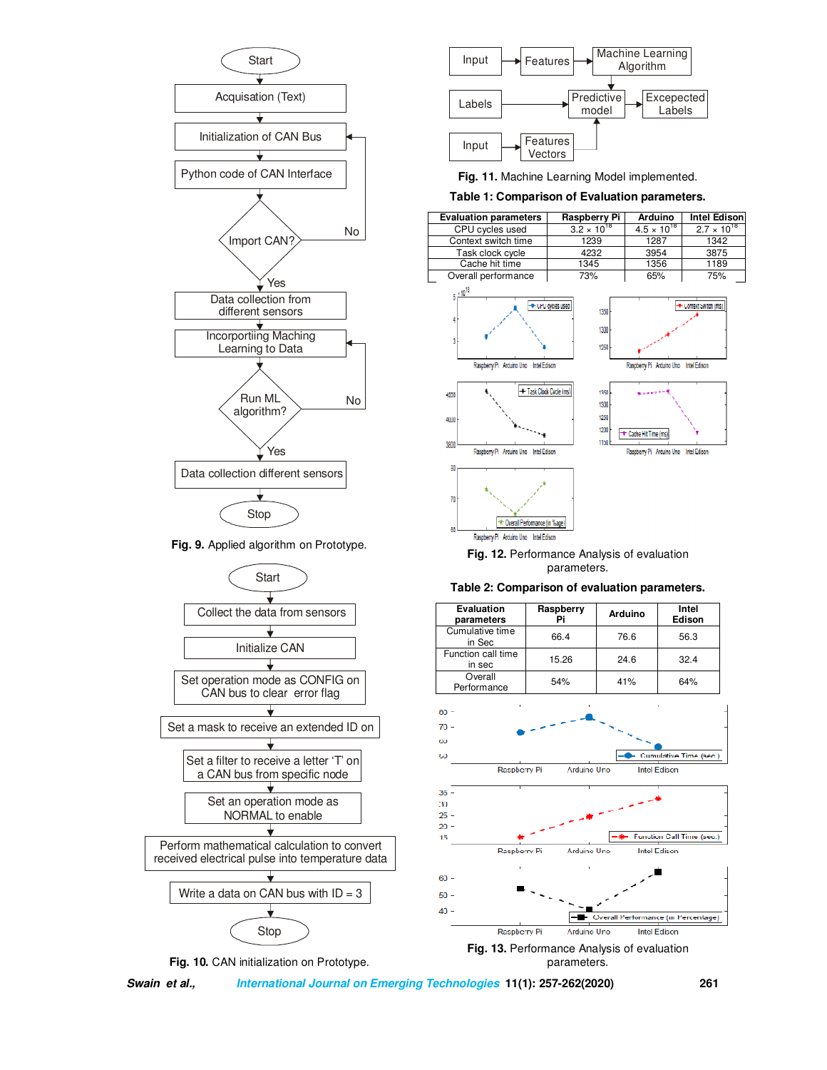Fig. 9. Applied algorithm on Prototype.

Fig. 10. CAN initialization on Prototype.

Fig. 11. Machine Learning Model implemented.

**Table 1: Comparison of Evaluation parameters.**

| Evaluation parameters | Raspberry Pi | Arduino | Intel Edison |
|---|---|---|---|
| CPU cycles used | $3.2 \times 10^{18}$ | $4.5 \times 10^{18}$ | $2.7 \times 10^{18}$ |
| Context switch time | 1239 | 1287 | 1342 |
| Task clock cycle | 4232 | 3954 | 3875 |
| Cache hit time | 1345 | 1356 | 1189 |
| Overall performance | 73% | 65% | 75% |

Fig. 12. Performance Analysis of evaluation parameters.

**Table 2: Comparison of evaluation parameters.**

| Evaluation parameters | Raspberry Pi | Arduino | Intel Edison |
|---|---|---|---|
| Cumulative time in Sec | 66.4 | 76.6 | 56.3 |
| Function call time in sec | 15.26 | 24.6 | 32.4 |
| Overall Performance | 54% | 41% | 64% |

Fig. 13. Performance Analysis of evaluation parameters.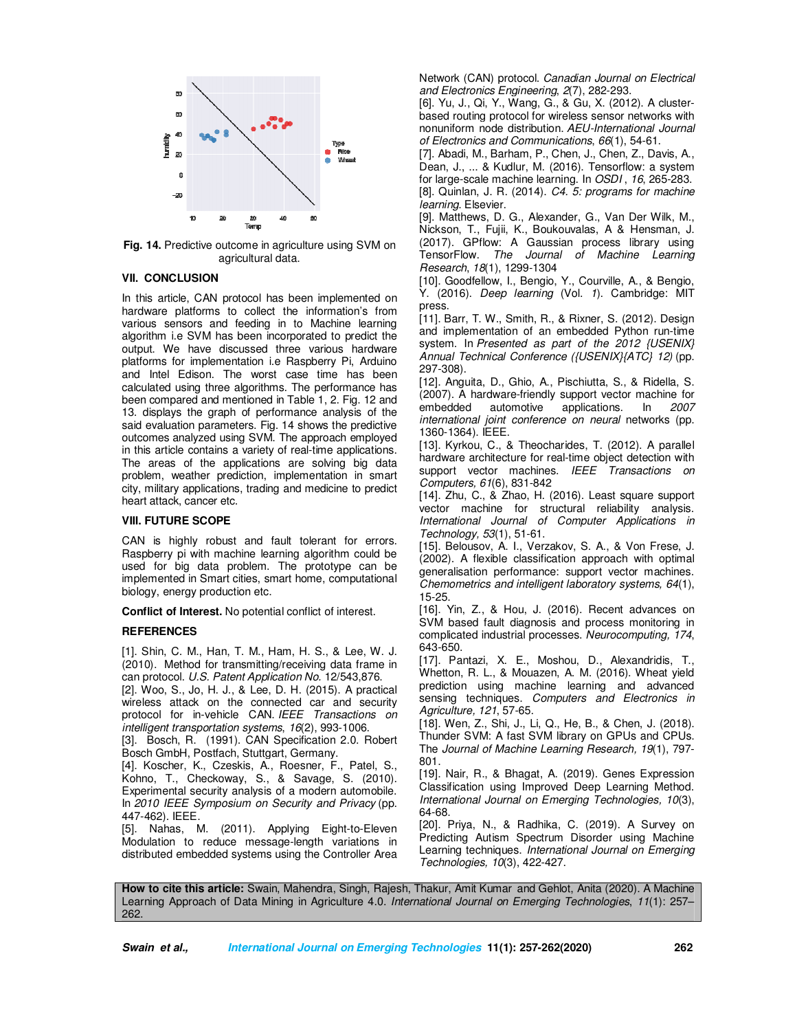60
50
40
20
0
-20
humidity
10 20 30 40 50
Temp
Type
Rice
Wheat

**Fig. 14.** Predictive outcome in agriculture using SVM on agricultural data.

## VII. CONCLUSION

In this article, CAN protocol has been implemented on hardware platforms to collect the information's from various sensors and feeding in to Machine learning algorithm i.e SVM has been incorporated to predict the output. We have discussed three various hardware platforms for implementation i.e Raspberry Pi, Arduino and Intel Edison. The worst case time has been calculated using three algorithms. The performance has been compared and mentioned in Table 1, 2. Fig. 12 and 13. displays the graph of performance analysis of the said evaluation parameters. Fig. 14 shows the predictive outcomes analyzed using SVM. The approach employed in this article contains a variety of real-time applications. The areas of the applications are solving big data problem, weather prediction, implementation in smart city, military applications, trading and medicine to predict heart attack, cancer etc.

## VIII. FUTURE SCOPE

CAN is highly robust and fault tolerant for errors. Raspberry pi with machine learning algorithm could be used for big data problem. The prototype can be implemented in Smart cities, smart home, computational biology, energy production etc.

**Conflict of Interest.** No potential conflict of interest.

## REFERENCES

[1]. Shin, C. M., Han, T. M., Ham, H. S., & Lee, W. J. (2010). Method for transmitting/receiving data frame in can protocol. *U.S. Patent Application No.* 12/543,876.

[2]. Woo, S., Jo, H. J., & Lee, D. H. (2015). A practical wireless attack on the connected car and security protocol for in-vehicle CAN. *IEEE Transactions on intelligent transportation systems*, *16*(2), 993-1006.

[3]. Bosch, R. (1991). CAN Specification 2.0. Robert Bosch GmbH, Postfach, Stuttgart, Germany.

[4]. Koscher, K., Czeskis, A., Roesner, F., Patel, S., Kohno, T., Checkoway, S., & Savage, S. (2010). Experimental security analysis of a modern automobile. In *2010 IEEE Symposium on Security and Privacy* (pp. 447-462). IEEE.

[5]. Nahas, M. (2011). Applying Eight-to-Eleven Modulation to reduce message-length variations in distributed embedded systems using the Controller Area Network (CAN) protocol. *Canadian Journal on Electrical and Electronics Engineering*, *2*(7), 282-293.

[6]. Yu, J., Qi, Y., Wang, G., & Gu, X. (2012). A cluster-based routing protocol for wireless sensor networks with nonuniform node distribution. *AEU-International Journal of Electronics and Communications*, *66*(1), 54-61.

[7]. Abadi, M., Barham, P., Chen, J., Chen, Z., Davis, A., Dean, J., ... & Kudlur, M. (2016). Tensorflow: a system for large-scale machine learning. In *OSDI* , *16*, 265-283.

[8]. Quinlan, J. R. (2014). *C4. 5: programs for machine learning*. Elsevier.

[9]. Matthews, D. G., Alexander, G., Van Der Wilk, M., Nickson, T., Fujii, K., Boukouvalas, A & Hensman, J. (2017). GPflow: A Gaussian process library using TensorFlow. *The Journal of Machine Learning Research*, *18*(1), 1299-1304

[10]. Goodfellow, I., Bengio, Y., Courville, A., & Bengio, Y. (2016). *Deep learning* (Vol. *1*). Cambridge: MIT press.

[11]. Barr, T. W., Smith, R., & Rixner, S. (2012). Design and implementation of an embedded Python run-time system. In *Presented as part of the 2012 {USENIX} Annual Technical Conference ({USENIX}{ATC} 12)* (pp. 297-308).

[12]. Anguita, D., Ghio, A., Pischiutta, S., & Ridella, S. (2007). A hardware-friendly support vector machine for embedded automotive applications. In *2007 international joint conference on neural* networks (pp. 1360-1364). IEEE.

[13]. Kyrkou, C., & Theocharides, T. (2012). A parallel hardware architecture for real-time object detection with support vector machines. *IEEE Transactions on Computers, 61*(6), 831-842

[14]. Zhu, C., & Zhao, H. (2016). Least square support vector machine for structural reliability analysis. *International Journal of Computer Applications in Technology, 53*(1), 51-61.

[15]. Belousov, A. I., Verzakov, S. A., & Von Frese, J. (2002). A flexible classification approach with optimal generalisation performance: support vector machines. *Chemometrics and intelligent laboratory systems, 64*(1), 15-25.

[16]. Yin, Z., & Hou, J. (2016). Recent advances on SVM based fault diagnosis and process monitoring in complicated industrial processes. *Neurocomputing, 174*, 643-650.

[17]. Pantazi, X. E., Moshou, D., Alexandridis, T., Whetton, R. L., & Mouazen, A. M. (2016). Wheat yield prediction using machine learning and advanced sensing techniques. *Computers and Electronics in Agriculture, 121*, 57-65.

[18]. Wen, Z., Shi, J., Li, Q., He, B., & Chen, J. (2018). Thunder SVM: A fast SVM library on GPUs and CPUs. The *Journal of Machine Learning Research, 19*(1), 797-801.

[19]. Nair, R., & Bhagat, A. (2019). Genes Expression Classification using Improved Deep Learning Method. *International Journal on Emerging Technologies, 10*(3), 64-68.

[20]. Priya, N., & Radhika, C. (2019). A Survey on Predicting Autism Spectrum Disorder using Machine Learning techniques. *International Journal on Emerging Technologies, 10*(3), 422-427.

**How to cite this article:** Swain, Mahendra, Singh, Rajesh, Thakur, Amit Kumar and Gehlot, Anita (2020). A Machine Learning Approach of Data Mining in Agriculture 4.0. *International Journal on Emerging Technologies*, *11*(1): 257–262.